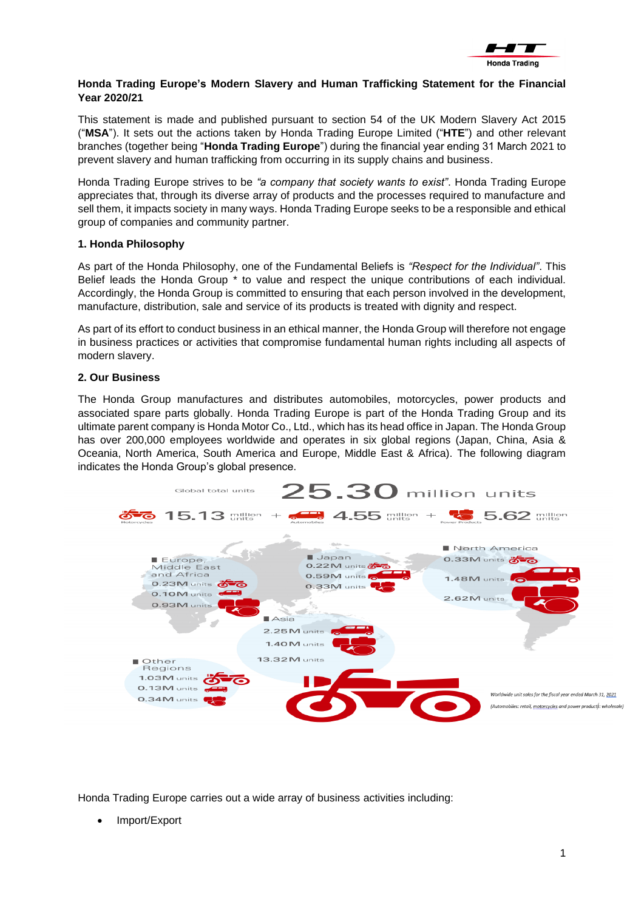**Honda Trading Europe's Modern Slavery and Human Trafficking Statement for the Financial Year 2020/21**

This statement is made and published pursuant to section 54 of the UK Modern Slavery Act 2015 ("**MSA**"). It sets out the actions taken by Honda Trading Europe Limited ("**HTE**") and other relevant branches (together being "**Honda Trading Europe**") during the financial year ending 31 March 2021 to prevent slavery and human trafficking from occurring in its supply chains and business.

Honda Trading Europe strives to be *"a company that society wants to exist"*. Honda Trading Europe appreciates that, through its diverse array of products and the processes required to manufacture and sell them, it impacts society in many ways. Honda Trading Europe seeks to be a responsible and ethical group of companies and community partner.

**1. Honda Philosophy**

As part of the Honda Philosophy, one of the Fundamental Beliefs is *"Respect for the Individual"*. This Belief leads the Honda Group * to value and respect the unique contributions of each individual. Accordingly, the Honda Group is committed to ensuring that each person involved in the development, manufacture, distribution, sale and service of its products is treated with dignity and respect.

As part of its effort to conduct business in an ethical manner, the Honda Group will therefore not engage in business practices or activities that compromise fundamental human rights including all aspects of modern slavery.

**2. Our Business**

The Honda Group manufactures and distributes automobiles, motorcycles, power products and associated spare parts globally. Honda Trading Europe is part of the Honda Trading Group and its ultimate parent company is Honda Motor Co., Ltd., which has its head office in Japan. The Honda Group has over 200,000 employees worldwide and operates in six global regions (Japan, China, Asia & Oceania, North America, South America and Europe, Middle East & Africa). The following diagram indicates the Honda Group's global presence.

Global total units **25.30** million units

Motorcycles 15.13 million units + Automobiles 4.55 million units + Power Products 5.62 million units

| Region | Motorcycles | Automobiles | Power Products |
|---|---|---|---|
| Europe, Middle East and Africa | 0.23M units | 0.10M units | 0.93M units |
| Japan | 0.22M units | 0.59M units | 0.33M units |
| North America | 0.33M units | 1.48M units | 2.62M units |
| Asia | 13.32M units | 2.25M units | 1.40M units |
| Other Regions | 1.03M units | 0.13M units | 0.34M units |

*Worldwide unit sales for the fiscal year ended March 31, 2021*
*(Automobiles: retail, motorcycles and power products: wholesale)*

Honda Trading Europe carries out a wide array of business activities including:

- Import/Export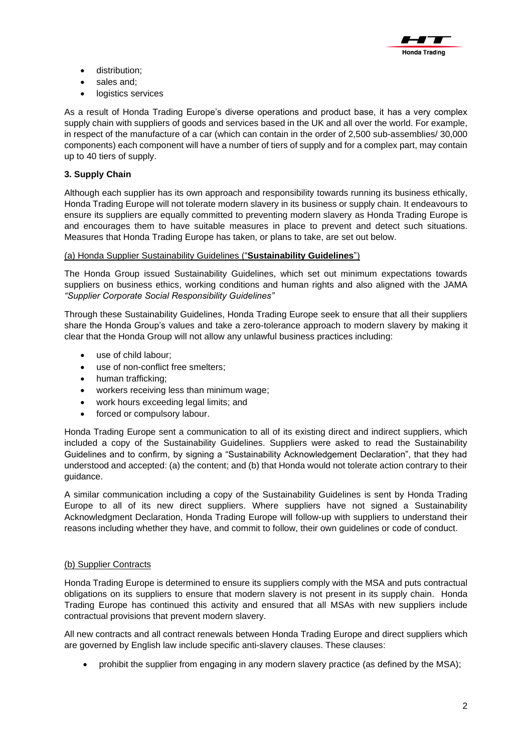- distribution;
- sales and;
- logistics services

As a result of Honda Trading Europe's diverse operations and product base, it has a very complex supply chain with suppliers of goods and services based in the UK and all over the world. For example, in respect of the manufacture of a car (which can contain in the order of 2,500 sub-assemblies/ 30,000 components) each component will have a number of tiers of supply and for a complex part, may contain up to 40 tiers of supply.

### 3. Supply Chain

Although each supplier has its own approach and responsibility towards running its business ethically, Honda Trading Europe will not tolerate modern slavery in its business or supply chain. It endeavours to ensure its suppliers are equally committed to preventing modern slavery as Honda Trading Europe is and encourages them to have suitable measures in place to prevent and detect such situations. Measures that Honda Trading Europe has taken, or plans to take, are set out below.

(a) Honda Supplier Sustainability Guidelines ("**Sustainability Guidelines**")

The Honda Group issued Sustainability Guidelines, which set out minimum expectations towards suppliers on business ethics, working conditions and human rights and also aligned with the JAMA *"Supplier Corporate Social Responsibility Guidelines"*

Through these Sustainability Guidelines, Honda Trading Europe seek to ensure that all their suppliers share the Honda Group's values and take a zero-tolerance approach to modern slavery by making it clear that the Honda Group will not allow any unlawful business practices including:

- use of child labour;
- use of non-conflict free smelters;
- human trafficking;
- workers receiving less than minimum wage;
- work hours exceeding legal limits; and
- forced or compulsory labour.

Honda Trading Europe sent a communication to all of its existing direct and indirect suppliers, which included a copy of the Sustainability Guidelines. Suppliers were asked to read the Sustainability Guidelines and to confirm, by signing a "Sustainability Acknowledgement Declaration", that they had understood and accepted: (a) the content; and (b) that Honda would not tolerate action contrary to their guidance.

A similar communication including a copy of the Sustainability Guidelines is sent by Honda Trading Europe to all of its new direct suppliers. Where suppliers have not signed a Sustainability Acknowledgment Declaration, Honda Trading Europe will follow-up with suppliers to understand their reasons including whether they have, and commit to follow, their own guidelines or code of conduct.

(b) Supplier Contracts

Honda Trading Europe is determined to ensure its suppliers comply with the MSA and puts contractual obligations on its suppliers to ensure that modern slavery is not present in its supply chain. Honda Trading Europe has continued this activity and ensured that all MSAs with new suppliers include contractual provisions that prevent modern slavery.

All new contracts and all contract renewals between Honda Trading Europe and direct suppliers which are governed by English law include specific anti-slavery clauses. These clauses:

- prohibit the supplier from engaging in any modern slavery practice (as defined by the MSA);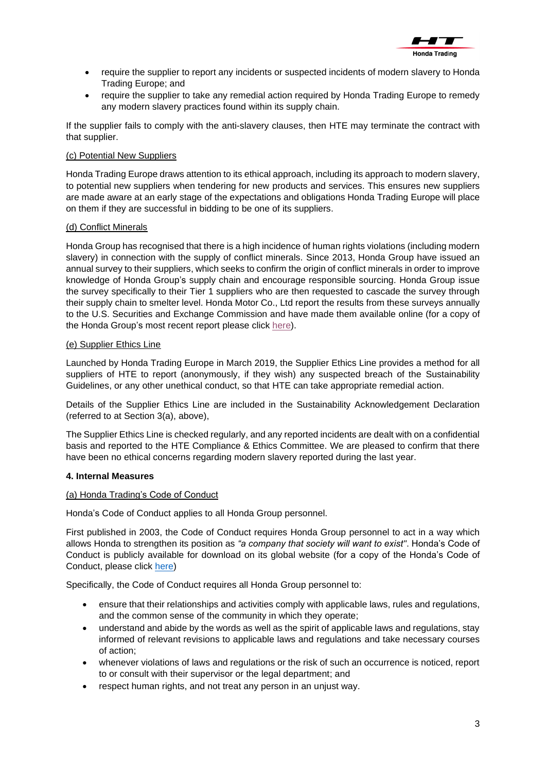- require the supplier to report any incidents or suspected incidents of modern slavery to Honda Trading Europe; and
- require the supplier to take any remedial action required by Honda Trading Europe to remedy any modern slavery practices found within its supply chain.

If the supplier fails to comply with the anti-slavery clauses, then HTE may terminate the contract with that supplier.

(c) Potential New Suppliers

Honda Trading Europe draws attention to its ethical approach, including its approach to modern slavery, to potential new suppliers when tendering for new products and services. This ensures new suppliers are made aware at an early stage of the expectations and obligations Honda Trading Europe will place on them if they are successful in bidding to be one of its suppliers.

(d) Conflict Minerals

Honda Group has recognised that there is a high incidence of human rights violations (including modern slavery) in connection with the supply of conflict minerals. Since 2013, Honda Group have issued an annual survey to their suppliers, which seeks to confirm the origin of conflict minerals in order to improve knowledge of Honda Group's supply chain and encourage responsible sourcing. Honda Group issue the survey specifically to their Tier 1 suppliers who are then requested to cascade the survey through their supply chain to smelter level. Honda Motor Co., Ltd report the results from these surveys annually to the U.S. Securities and Exchange Commission and have made them available online (for a copy of the Honda Group's most recent report please click here).

(e) Supplier Ethics Line

Launched by Honda Trading Europe in March 2019, the Supplier Ethics Line provides a method for all suppliers of HTE to report (anonymously, if they wish) any suspected breach of the Sustainability Guidelines, or any other unethical conduct, so that HTE can take appropriate remedial action.

Details of the Supplier Ethics Line are included in the Sustainability Acknowledgement Declaration (referred to at Section 3(a), above),

The Supplier Ethics Line is checked regularly, and any reported incidents are dealt with on a confidential basis and reported to the HTE Compliance & Ethics Committee. We are pleased to confirm that there have been no ethical concerns regarding modern slavery reported during the last year.

**4. Internal Measures**

(a) Honda Trading's Code of Conduct

Honda's Code of Conduct applies to all Honda Group personnel.

First published in 2003, the Code of Conduct requires Honda Group personnel to act in a way which allows Honda to strengthen its position as *"a company that society will want to exist"*. Honda's Code of Conduct is publicly available for download on its global website (for a copy of the Honda's Code of Conduct, please click here)

Specifically, the Code of Conduct requires all Honda Group personnel to:

- ensure that their relationships and activities comply with applicable laws, rules and regulations, and the common sense of the community in which they operate;
- understand and abide by the words as well as the spirit of applicable laws and regulations, stay informed of relevant revisions to applicable laws and regulations and take necessary courses of action;
- whenever violations of laws and regulations or the risk of such an occurrence is noticed, report to or consult with their supervisor or the legal department; and
- respect human rights, and not treat any person in an unjust way.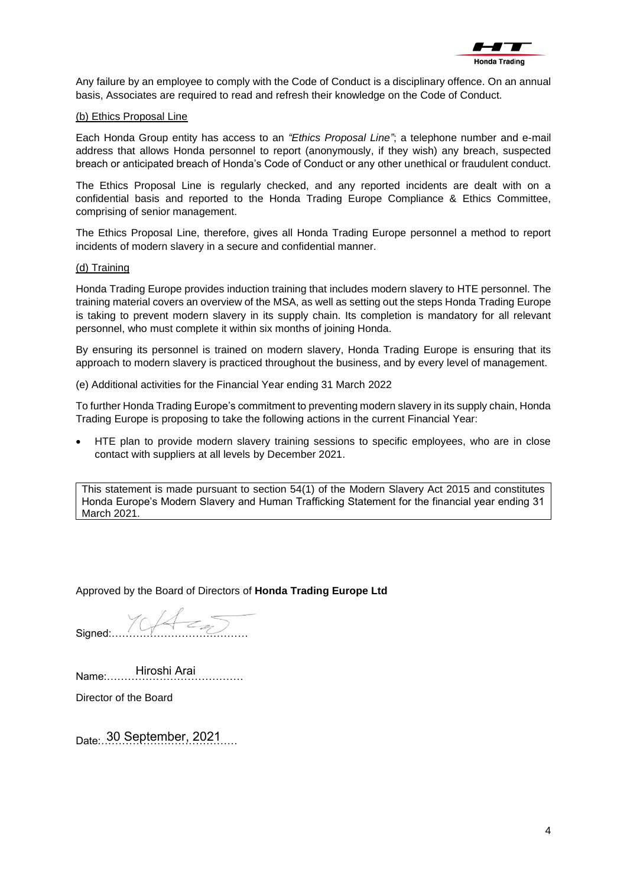Any failure by an employee to comply with the Code of Conduct is a disciplinary offence. On an annual basis, Associates are required to read and refresh their knowledge on the Code of Conduct.

(b) Ethics Proposal Line

Each Honda Group entity has access to an *"Ethics Proposal Line"*; a telephone number and e-mail address that allows Honda personnel to report (anonymously, if they wish) any breach, suspected breach or anticipated breach of Honda's Code of Conduct or any other unethical or fraudulent conduct.

The Ethics Proposal Line is regularly checked, and any reported incidents are dealt with on a confidential basis and reported to the Honda Trading Europe Compliance & Ethics Committee, comprising of senior management.

The Ethics Proposal Line, therefore, gives all Honda Trading Europe personnel a method to report incidents of modern slavery in a secure and confidential manner.

(d) Training

Honda Trading Europe provides induction training that includes modern slavery to HTE personnel. The training material covers an overview of the MSA, as well as setting out the steps Honda Trading Europe is taking to prevent modern slavery in its supply chain. Its completion is mandatory for all relevant personnel, who must complete it within six months of joining Honda.

By ensuring its personnel is trained on modern slavery, Honda Trading Europe is ensuring that its approach to modern slavery is practiced throughout the business, and by every level of management.

(e) Additional activities for the Financial Year ending 31 March 2022

To further Honda Trading Europe's commitment to preventing modern slavery in its supply chain, Honda Trading Europe is proposing to take the following actions in the current Financial Year:

- HTE plan to provide modern slavery training sessions to specific employees, who are in close contact with suppliers at all levels by December 2021.

This statement is made pursuant to section 54(1) of the Modern Slavery Act 2015 and constitutes Honda Europe's Modern Slavery and Human Trafficking Statement for the financial year ending 31 March 2021.

Approved by the Board of Directors of **Honda Trading Europe Ltd**

Signed:…………………………………

Name: Hiroshi Arai

Director of the Board

Date: 30 September, 2021